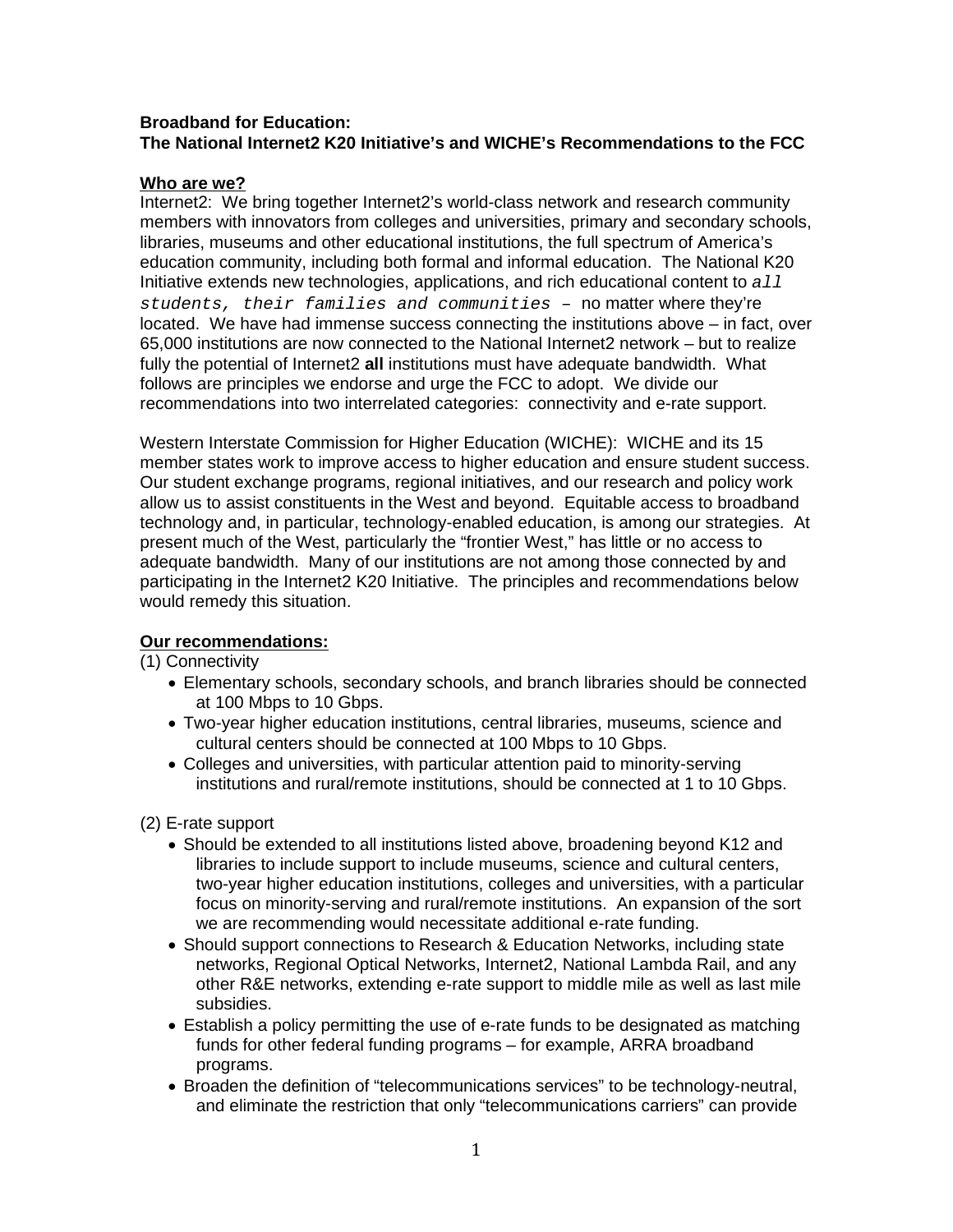**Broadband for Education:**
**The National Internet2 K20 Initiative's and WICHE's Recommendations to the FCC**

**Who are we?**

Internet2: We bring together Internet2's world-class network and research community members with innovators from colleges and universities, primary and secondary schools, libraries, museums and other educational institutions, the full spectrum of America's education community, including both formal and informal education. The National K20 Initiative extends new technologies, applications, and rich educational content to *all students, their families and communities* – no matter where they're located. We have had immense success connecting the institutions above – in fact, over 65,000 institutions are now connected to the National Internet2 network – but to realize fully the potential of Internet2 **all** institutions must have adequate bandwidth. What follows are principles we endorse and urge the FCC to adopt. We divide our recommendations into two interrelated categories: connectivity and e-rate support.

Western Interstate Commission for Higher Education (WICHE): WICHE and its 15 member states work to improve access to higher education and ensure student success. Our student exchange programs, regional initiatives, and our research and policy work allow us to assist constituents in the West and beyond. Equitable access to broadband technology and, in particular, technology-enabled education, is among our strategies. At present much of the West, particularly the "frontier West," has little or no access to adequate bandwidth. Many of our institutions are not among those connected by and participating in the Internet2 K20 Initiative. The principles and recommendations below would remedy this situation.

**Our recommendations:**

(1) Connectivity

- Elementary schools, secondary schools, and branch libraries should be connected at 100 Mbps to 10 Gbps.
- Two-year higher education institutions, central libraries, museums, science and cultural centers should be connected at 100 Mbps to 10 Gbps.
- Colleges and universities, with particular attention paid to minority-serving institutions and rural/remote institutions, should be connected at 1 to 10 Gbps.

(2) E-rate support

- Should be extended to all institutions listed above, broadening beyond K12 and libraries to include support to include museums, science and cultural centers, two-year higher education institutions, colleges and universities, with a particular focus on minority-serving and rural/remote institutions. An expansion of the sort we are recommending would necessitate additional e-rate funding.
- Should support connections to Research & Education Networks, including state networks, Regional Optical Networks, Internet2, National Lambda Rail, and any other R&E networks, extending e-rate support to middle mile as well as last mile subsidies.
- Establish a policy permitting the use of e-rate funds to be designated as matching funds for other federal funding programs – for example, ARRA broadband programs.
- Broaden the definition of "telecommunications services" to be technology-neutral, and eliminate the restriction that only "telecommunications carriers" can provide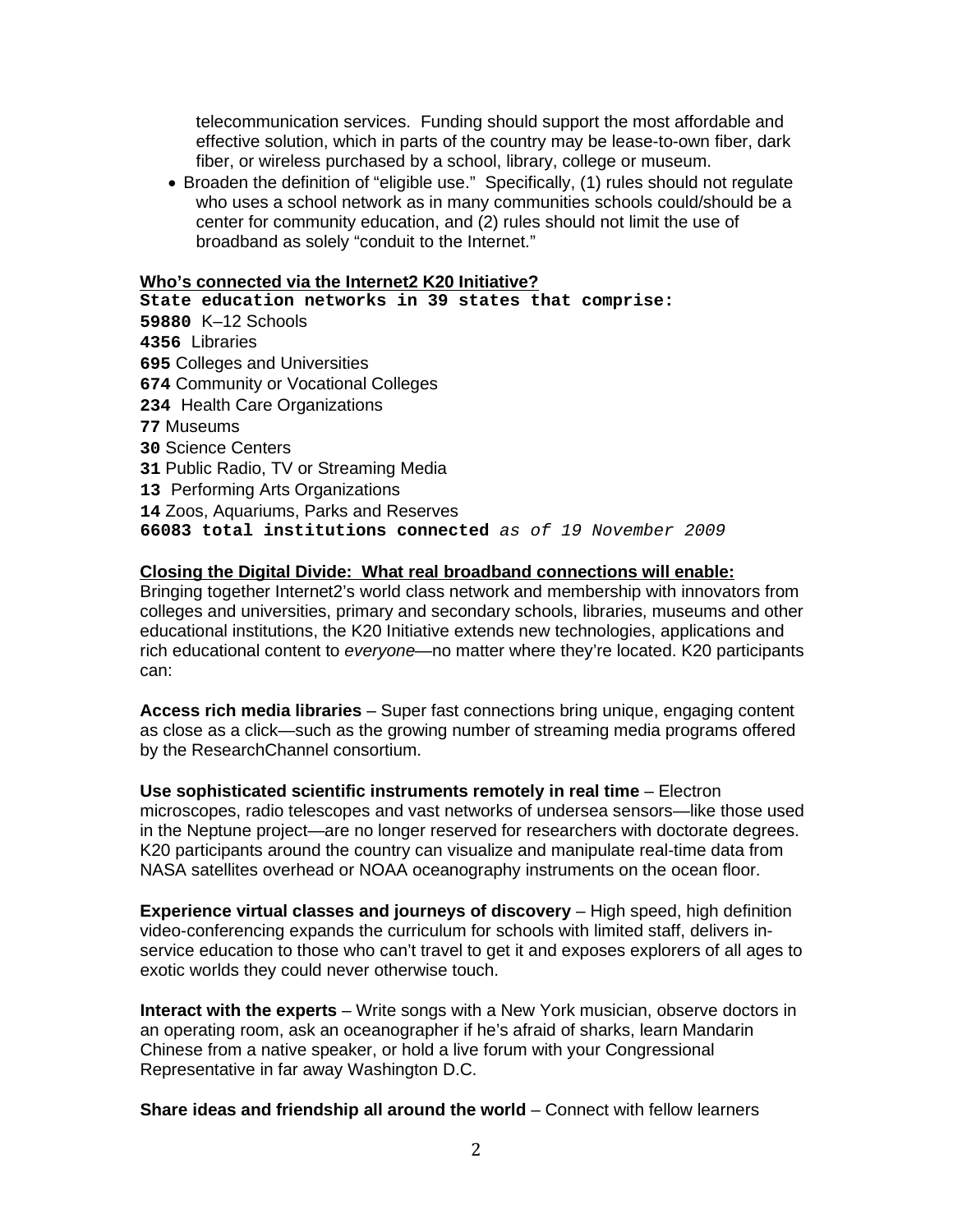telecommunication services. Funding should support the most affordable and effective solution, which in parts of the country may be lease-to-own fiber, dark fiber, or wireless purchased by a school, library, college or museum.

- Broaden the definition of "eligible use." Specifically, (1) rules should not regulate who uses a school network as in many communities schools could/should be a center for community education, and (2) rules should not limit the use of broadband as solely "conduit to the Internet."

**Who's connected via the Internet2 K20 Initiative?**

**State education networks in 39 states that comprise:**

**59880** K–12 Schools
**4356** Libraries
**695** Colleges and Universities
**674** Community or Vocational Colleges
**234** Health Care Organizations
**77** Museums
**30** Science Centers
**31** Public Radio, TV or Streaming Media
**13** Performing Arts Organizations
**14** Zoos, Aquariums, Parks and Reserves
**66083 total institutions connected** *as of 19 November 2009*

**Closing the Digital Divide: What real broadband connections will enable:**

Bringing together Internet2's world class network and membership with innovators from colleges and universities, primary and secondary schools, libraries, museums and other educational institutions, the K20 Initiative extends new technologies, applications and rich educational content to *everyone*—no matter where they're located. K20 participants can:

**Access rich media libraries** – Super fast connections bring unique, engaging content as close as a click—such as the growing number of streaming media programs offered by the ResearchChannel consortium.

**Use sophisticated scientific instruments remotely in real time** – Electron microscopes, radio telescopes and vast networks of undersea sensors—like those used in the Neptune project—are no longer reserved for researchers with doctorate degrees. K20 participants around the country can visualize and manipulate real-time data from NASA satellites overhead or NOAA oceanography instruments on the ocean floor.

**Experience virtual classes and journeys of discovery** – High speed, high definition video-conferencing expands the curriculum for schools with limited staff, delivers in-service education to those who can't travel to get it and exposes explorers of all ages to exotic worlds they could never otherwise touch.

**Interact with the experts** – Write songs with a New York musician, observe doctors in an operating room, ask an oceanographer if he's afraid of sharks, learn Mandarin Chinese from a native speaker, or hold a live forum with your Congressional Representative in far away Washington D.C.

**Share ideas and friendship all around the world** – Connect with fellow learners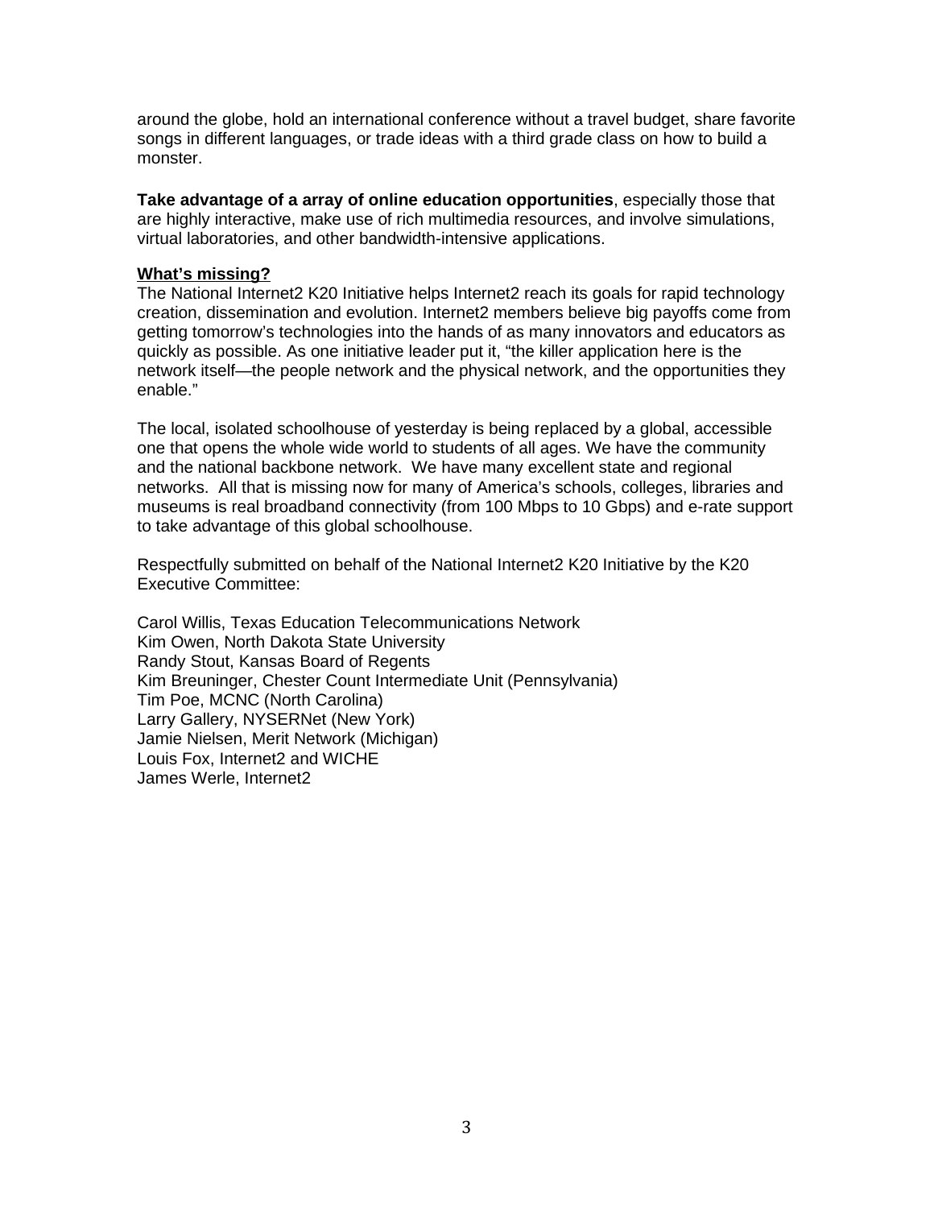around the globe, hold an international conference without a travel budget, share favorite songs in different languages, or trade ideas with a third grade class on how to build a monster.

**Take advantage of a array of online education opportunities**, especially those that are highly interactive, make use of rich multimedia resources, and involve simulations, virtual laboratories, and other bandwidth-intensive applications.

**What's missing?**

The National Internet2 K20 Initiative helps Internet2 reach its goals for rapid technology creation, dissemination and evolution. Internet2 members believe big payoffs come from getting tomorrow's technologies into the hands of as many innovators and educators as quickly as possible. As one initiative leader put it, "the killer application here is the network itself—the people network and the physical network, and the opportunities they enable."

The local, isolated schoolhouse of yesterday is being replaced by a global, accessible one that opens the whole wide world to students of all ages. We have the community and the national backbone network. We have many excellent state and regional networks. All that is missing now for many of America's schools, colleges, libraries and museums is real broadband connectivity (from 100 Mbps to 10 Gbps) and e-rate support to take advantage of this global schoolhouse.

Respectfully submitted on behalf of the National Internet2 K20 Initiative by the K20 Executive Committee:

Carol Willis, Texas Education Telecommunications Network
Kim Owen, North Dakota State University
Randy Stout, Kansas Board of Regents
Kim Breuninger, Chester Count Intermediate Unit (Pennsylvania)
Tim Poe, MCNC (North Carolina)
Larry Gallery, NYSERNet (New York)
Jamie Nielsen, Merit Network (Michigan)
Louis Fox, Internet2 and WICHE
James Werle, Internet2